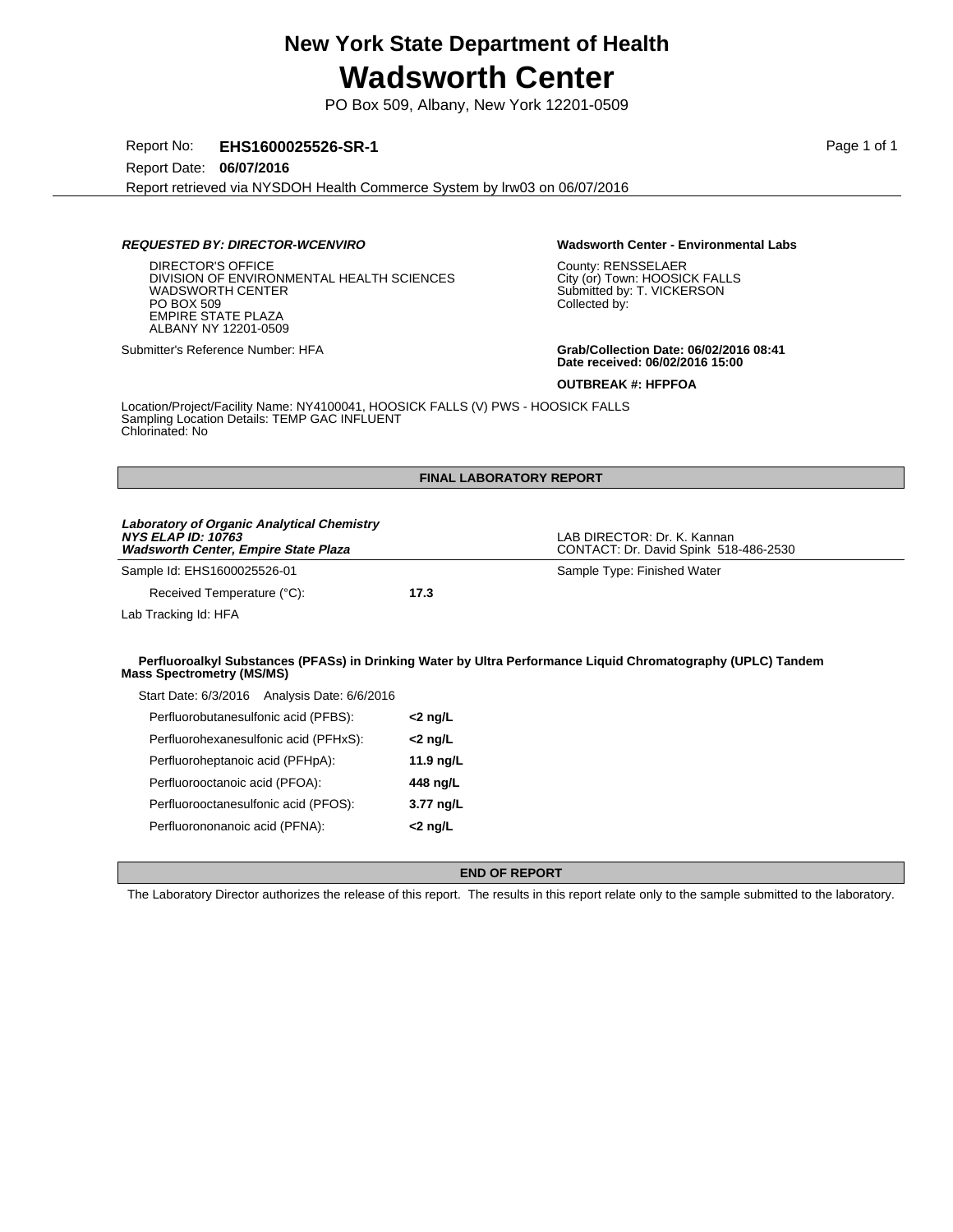# New York State Department of Health

# Wadsworth Center

PO Box 509, Albany, New York 12201-0509

Report No: **EHS1600025526-SR-1**

Report Date: **06/07/2016**

Report retrieved via NYSDOH Health Commerce System by lrw03 on 06/07/2016

***REQUESTED BY: DIRECTOR-WCENVIRO***

DIRECTOR'S OFFICE
DIVISION OF ENVIRONMENTAL HEALTH SCIENCES
WADSWORTH CENTER
PO BOX 509
EMPIRE STATE PLAZA
ALBANY NY 12201-0509

Submitter's Reference Number: HFA

**Wadsworth Center - Environmental Labs**

County: RENSSELAER
City (or) Town: HOOSICK FALLS
Submitted by: T. VICKERSON
Collected by:

**Grab/Collection Date: 06/02/2016 08:41**
**Date received: 06/02/2016 15:00**

**OUTBREAK #: HFPFOA**

Location/Project/Facility Name: NY4100041, HOOSICK FALLS (V) PWS - HOOSICK FALLS
Sampling Location Details: TEMP GAC INFLUENT
Chlorinated: No

## FINAL LABORATORY REPORT

***Laboratory of Organic Analytical Chemistry***
***NYS ELAP ID: 10763***
***Wadsworth Center, Empire State Plaza***

LAB DIRECTOR: Dr. K. Kannan
CONTACT: Dr. David Spink 518-486-2530

Sample Id: EHS1600025526-01

Sample Type: Finished Water

Received Temperature (°C): **17.3**

Lab Tracking Id: HFA

**Perfluoroalkyl Substances (PFASs) in Drinking Water by Ultra Performance Liquid Chromatography (UPLC) Tandem Mass Spectrometry (MS/MS)**

Start Date: 6/3/2016 Analysis Date: 6/6/2016

| Analyte | Result |
|---|---|
| Perfluorobutanesulfonic acid (PFBS): | **<2 ng/L** |
| Perfluorohexanesulfonic acid (PFHxS): | **<2 ng/L** |
| Perfluoroheptanoic acid (PFHpA): | **11.9 ng/L** |
| Perfluorooctanoic acid (PFOA): | **448 ng/L** |
| Perfluorooctanesulfonic acid (PFOS): | **3.77 ng/L** |
| Perfluorononanoic acid (PFNA): | **<2 ng/L** |

## END OF REPORT

The Laboratory Director authorizes the release of this report. The results in this report relate only to the sample submitted to the laboratory.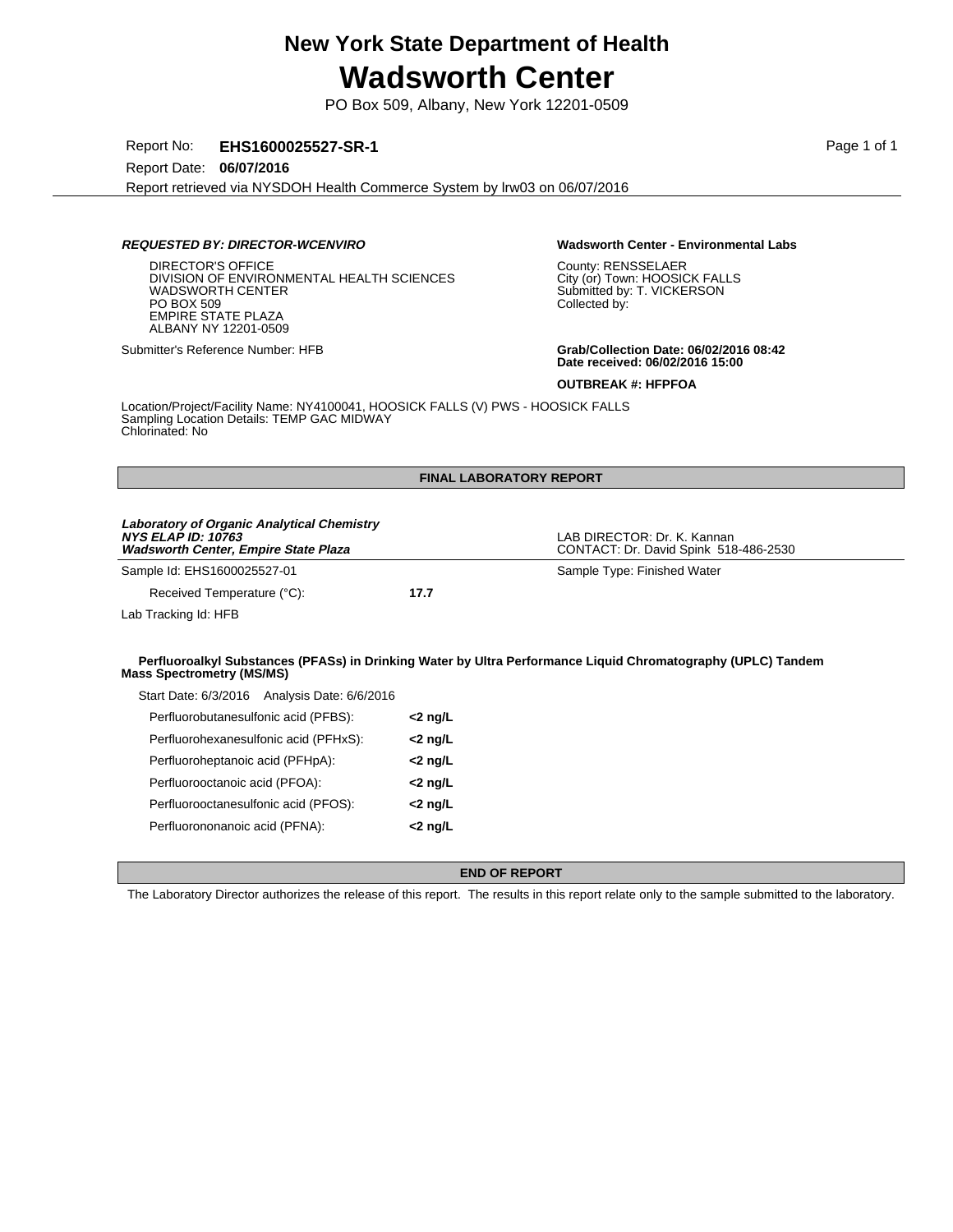# New York State Department of Health
# Wadsworth Center

PO Box 509, Albany, New York 12201-0509

Report No: **EHS1600025527-SR-1**

Report Date: **06/07/2016**

Report retrieved via NYSDOH Health Commerce System by lrw03 on 06/07/2016

***REQUESTED BY: DIRECTOR-WCENVIRO***

DIRECTOR'S OFFICE
DIVISION OF ENVIRONMENTAL HEALTH SCIENCES
WADSWORTH CENTER
PO BOX 509
EMPIRE STATE PLAZA
ALBANY NY 12201-0509

Submitter's Reference Number: HFB

**Wadsworth Center - Environmental Labs**

County: RENSSELAER
City (or) Town: HOOSICK FALLS
Submitted by: T. VICKERSON
Collected by:

**Grab/Collection Date: 06/02/2016 08:42**
**Date received: 06/02/2016 15:00**

**OUTBREAK #: HFPFOA**

Location/Project/Facility Name: NY4100041, HOOSICK FALLS (V) PWS - HOOSICK FALLS
Sampling Location Details: TEMP GAC MIDWAY
Chlorinated: No

**FINAL LABORATORY REPORT**

***Laboratory of Organic Analytical Chemistry***
***NYS ELAP ID: 10763***
***Wadsworth Center, Empire State Plaza***

LAB DIRECTOR: Dr. K. Kannan
CONTACT: Dr. David Spink 518-486-2530

Sample Id: EHS1600025527-01

Sample Type: Finished Water

Received Temperature (°C): **17.7**

Lab Tracking Id: HFB

**Perfluoroalkyl Substances (PFASs) in Drinking Water by Ultra Performance Liquid Chromatography (UPLC) Tandem Mass Spectrometry (MS/MS)**

Start Date: 6/3/2016 Analysis Date: 6/6/2016

| Analyte | Result |
|---|---|
| Perfluorobutanesulfonic acid (PFBS): | **<2 ng/L** |
| Perfluorohexanesulfonic acid (PFHxS): | **<2 ng/L** |
| Perfluoroheptanoic acid (PFHpA): | **<2 ng/L** |
| Perfluorooctanoic acid (PFOA): | **<2 ng/L** |
| Perfluorooctanesulfonic acid (PFOS): | **<2 ng/L** |
| Perfluorononanoic acid (PFNA): | **<2 ng/L** |

**END OF REPORT**

The Laboratory Director authorizes the release of this report. The results in this report relate only to the sample submitted to the laboratory.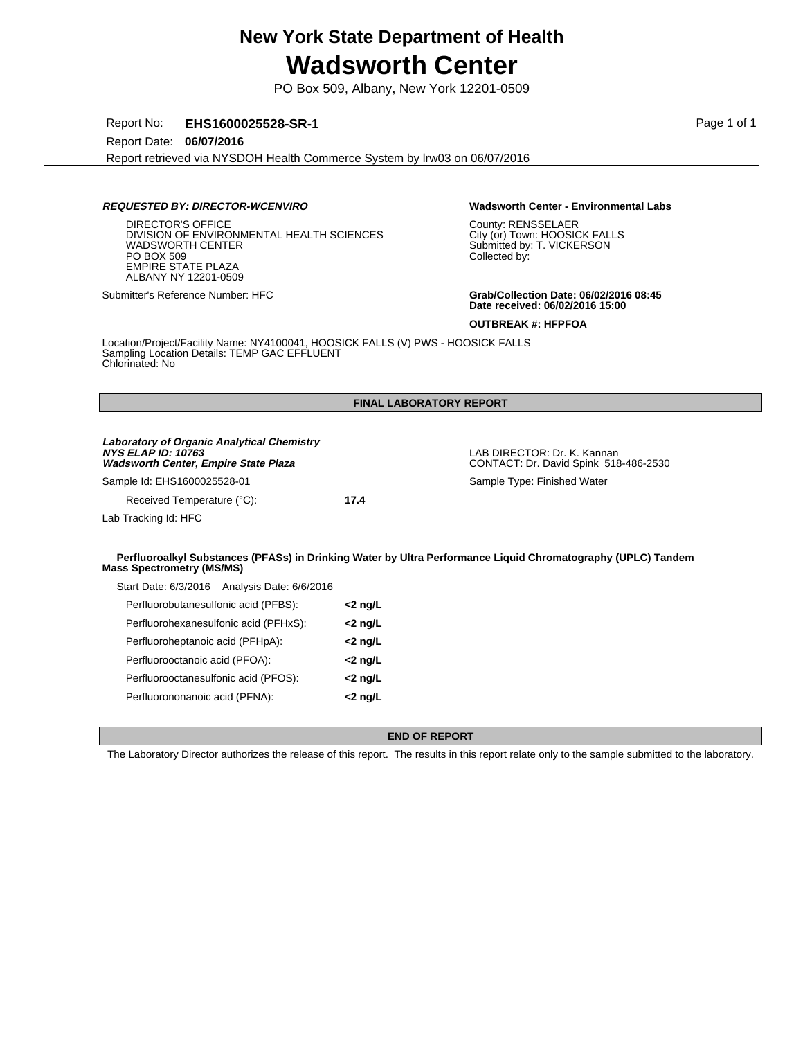# New York State Department of Health

# Wadsworth Center

PO Box 509, Albany, New York 12201-0509

Report No: **EHS1600025528-SR-1**

Report Date: **06/07/2016**

Report retrieved via NYSDOH Health Commerce System by lrw03 on 06/07/2016

***REQUESTED BY: DIRECTOR-WCENVIRO***

DIRECTOR'S OFFICE
DIVISION OF ENVIRONMENTAL HEALTH SCIENCES
WADSWORTH CENTER
PO BOX 509
EMPIRE STATE PLAZA
ALBANY NY 12201-0509

Submitter's Reference Number: HFC

**Wadsworth Center - Environmental Labs**

County: RENSSELAER
City (or) Town: HOOSICK FALLS
Submitted by: T. VICKERSON
Collected by:

**Grab/Collection Date: 06/02/2016 08:45**
**Date received: 06/02/2016 15:00**

**OUTBREAK #: HFPFOA**

Location/Project/Facility Name: NY4100041, HOOSICK FALLS (V) PWS - HOOSICK FALLS
Sampling Location Details: TEMP GAC EFFLUENT
Chlorinated: No

## FINAL LABORATORY REPORT

***Laboratory of Organic Analytical Chemistry***
***NYS ELAP ID: 10763***
***Wadsworth Center, Empire State Plaza***

LAB DIRECTOR: Dr. K. Kannan
CONTACT: Dr. David Spink 518-486-2530

Sample Id: EHS1600025528-01

Sample Type: Finished Water

Received Temperature (°C): **17.4**

Lab Tracking Id: HFC

**Perfluoroalkyl Substances (PFASs) in Drinking Water by Ultra Performance Liquid Chromatography (UPLC) Tandem Mass Spectrometry (MS/MS)**

Start Date: 6/3/2016 Analysis Date: 6/6/2016

| Analyte | Result |
|---|---|
| Perfluorobutanesulfonic acid (PFBS): | **<2 ng/L** |
| Perfluorohexanesulfonic acid (PFHxS): | **<2 ng/L** |
| Perfluoroheptanoic acid (PFHpA): | **<2 ng/L** |
| Perfluorooctanoic acid (PFOA): | **<2 ng/L** |
| Perfluorooctanesulfonic acid (PFOS): | **<2 ng/L** |
| Perfluorononanoic acid (PFNA): | **<2 ng/L** |

## END OF REPORT

The Laboratory Director authorizes the release of this report. The results in this report relate only to the sample submitted to the laboratory.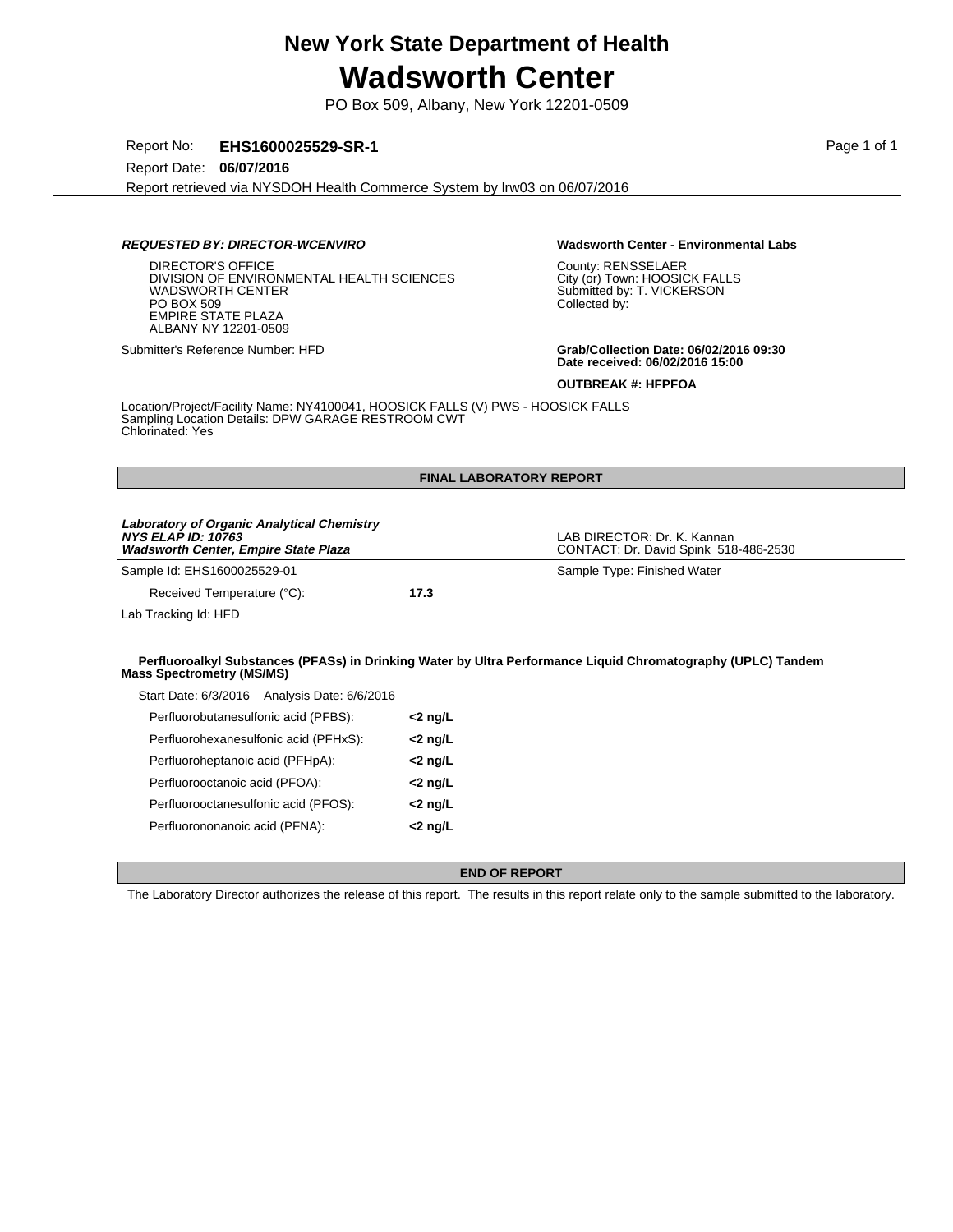# New York State Department of Health

# Wadsworth Center

PO Box 509, Albany, New York 12201-0509

Report No: **EHS1600025529-SR-1**

Report Date: **06/07/2016**

Report retrieved via NYSDOH Health Commerce System by lrw03 on 06/07/2016

***REQUESTED BY: DIRECTOR-WCENVIRO***

DIRECTOR'S OFFICE
DIVISION OF ENVIRONMENTAL HEALTH SCIENCES
WADSWORTH CENTER
PO BOX 509
EMPIRE STATE PLAZA
ALBANY NY 12201-0509

Submitter's Reference Number: HFD

**Wadsworth Center - Environmental Labs**

County: RENSSELAER
City (or) Town: HOOSICK FALLS
Submitted by: T. VICKERSON
Collected by:

**Grab/Collection Date: 06/02/2016 09:30**
**Date received: 06/02/2016 15:00**

**OUTBREAK #: HFPFOA**

Location/Project/Facility Name: NY4100041, HOOSICK FALLS (V) PWS - HOOSICK FALLS
Sampling Location Details: DPW GARAGE RESTROOM CWT
Chlorinated: Yes

## FINAL LABORATORY REPORT

***Laboratory of Organic Analytical Chemistry***
***NYS ELAP ID: 10763***
***Wadsworth Center, Empire State Plaza***

LAB DIRECTOR: Dr. K. Kannan
CONTACT: Dr. David Spink 518-486-2530

Sample Id: EHS1600025529-01

Sample Type: Finished Water

Received Temperature (°C): **17.3**

Lab Tracking Id: HFD

**Perfluoroalkyl Substances (PFASs) in Drinking Water by Ultra Performance Liquid Chromatography (UPLC) Tandem Mass Spectrometry (MS/MS)**

Start Date: 6/3/2016 Analysis Date: 6/6/2016

| Analyte | Result |
|---|---|
| Perfluorobutanesulfonic acid (PFBS): | **<2 ng/L** |
| Perfluorohexanesulfonic acid (PFHxS): | **<2 ng/L** |
| Perfluoroheptanoic acid (PFHpA): | **<2 ng/L** |
| Perfluorooctanoic acid (PFOA): | **<2 ng/L** |
| Perfluorooctanesulfonic acid (PFOS): | **<2 ng/L** |
| Perfluorononanoic acid (PFNA): | **<2 ng/L** |

## END OF REPORT

The Laboratory Director authorizes the release of this report. The results in this report relate only to the sample submitted to the laboratory.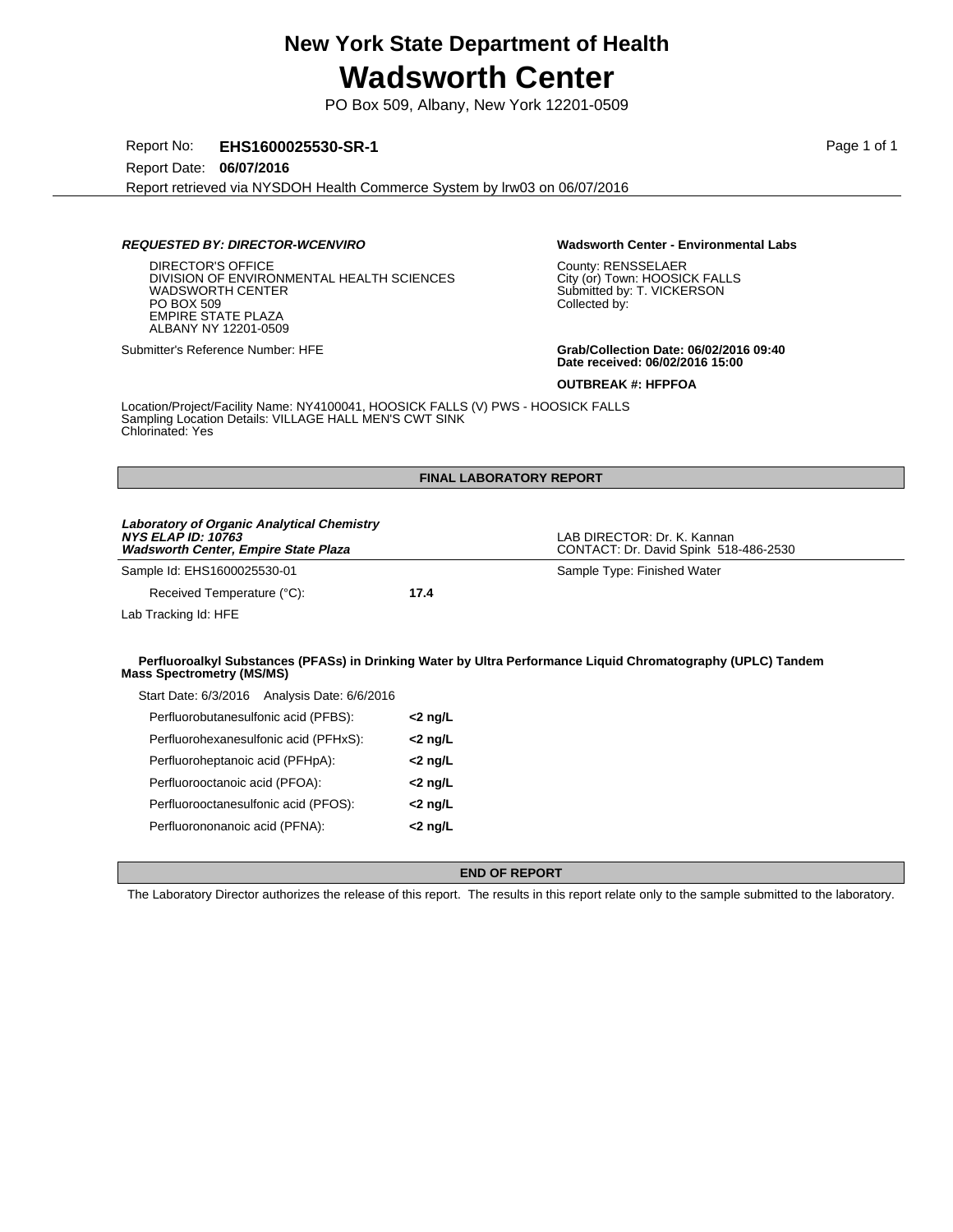# New York State Department of Health

# Wadsworth Center

PO Box 509, Albany, New York 12201-0509

Report No: **EHS1600025530-SR-1**

Report Date: **06/07/2016**

Report retrieved via NYSDOH Health Commerce System by lrw03 on 06/07/2016

***REQUESTED BY: DIRECTOR-WCENVIRO***

DIRECTOR'S OFFICE
DIVISION OF ENVIRONMENTAL HEALTH SCIENCES
WADSWORTH CENTER
PO BOX 509
EMPIRE STATE PLAZA
ALBANY NY 12201-0509

Submitter's Reference Number: HFE

**Wadsworth Center - Environmental Labs**

County: RENSSELAER
City (or) Town: HOOSICK FALLS
Submitted by: T. VICKERSON
Collected by:

**Grab/Collection Date: 06/02/2016 09:40**
**Date received: 06/02/2016 15:00**

**OUTBREAK #: HFPFOA**

Location/Project/Facility Name: NY4100041, HOOSICK FALLS (V) PWS - HOOSICK FALLS
Sampling Location Details: VILLAGE HALL MEN'S CWT SINK
Chlorinated: Yes

## FINAL LABORATORY REPORT

***Laboratory of Organic Analytical Chemistry***
***NYS ELAP ID: 10763***
***Wadsworth Center, Empire State Plaza***

LAB DIRECTOR: Dr. K. Kannan
CONTACT: Dr. David Spink 518-486-2530

Sample Id: EHS1600025530-01

Sample Type: Finished Water

Received Temperature (°C): **17.4**

Lab Tracking Id: HFE

**Perfluoroalkyl Substances (PFASs) in Drinking Water by Ultra Performance Liquid Chromatography (UPLC) Tandem Mass Spectrometry (MS/MS)**

Start Date: 6/3/2016 Analysis Date: 6/6/2016

| | |
|---|---|
| Perfluorobutanesulfonic acid (PFBS): | **<2 ng/L** |
| Perfluorohexanesulfonic acid (PFHxS): | **<2 ng/L** |
| Perfluoroheptanoic acid (PFHpA): | **<2 ng/L** |
| Perfluorooctanoic acid (PFOA): | **<2 ng/L** |
| Perfluorooctanesulfonic acid (PFOS): | **<2 ng/L** |
| Perfluorononanoic acid (PFNA): | **<2 ng/L** |

## END OF REPORT

The Laboratory Director authorizes the release of this report. The results in this report relate only to the sample submitted to the laboratory.